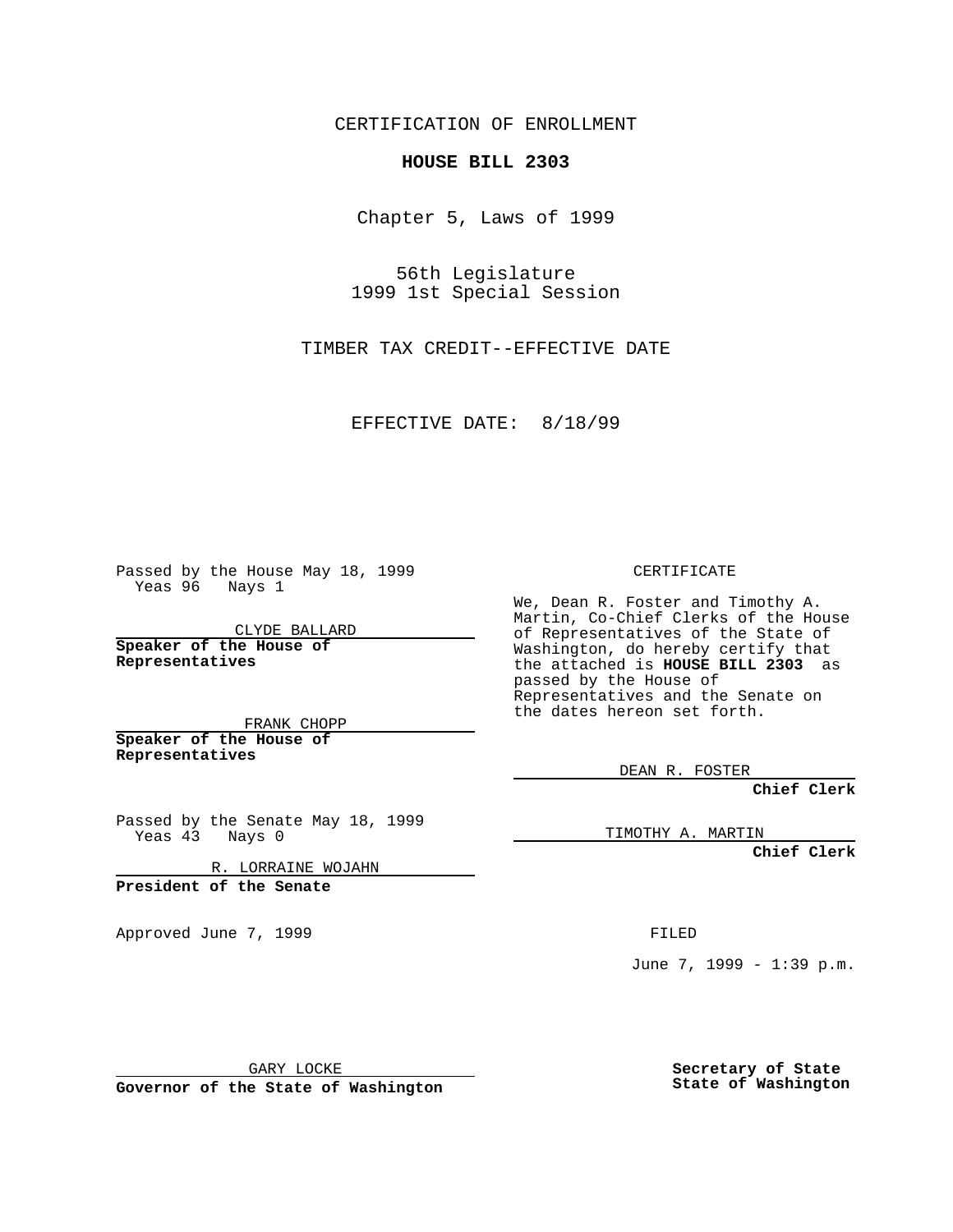CERTIFICATION OF ENROLLMENT

**HOUSE BILL 2303**

Chapter 5, Laws of 1999

56th Legislature
1999 1st Special Session

TIMBER TAX CREDIT--EFFECTIVE DATE

EFFECTIVE DATE: 8/18/99

Passed by the House May 18, 1999
Yeas 96 Nays 1

CLYDE BALLARD

**Speaker of the House of Representatives**

FRANK CHOPP

**Speaker of the House of Representatives**

Passed by the Senate May 18, 1999
Yeas 43 Nays 0

R. LORRAINE WOJAHN

**President of the Senate**

Approved June 7, 1999

GARY LOCKE

**Governor of the State of Washington**

CERTIFICATE

We, Dean R. Foster and Timothy A. Martin, Co-Chief Clerks of the House of Representatives of the State of Washington, do hereby certify that the attached is **HOUSE BILL 2303** as passed by the House of Representatives and the Senate on the dates hereon set forth.

DEAN R. FOSTER

**Chief Clerk**

TIMOTHY A. MARTIN

**Chief Clerk**

FILED

June 7, 1999 - 1:39 p.m.

**Secretary of State**
**State of Washington**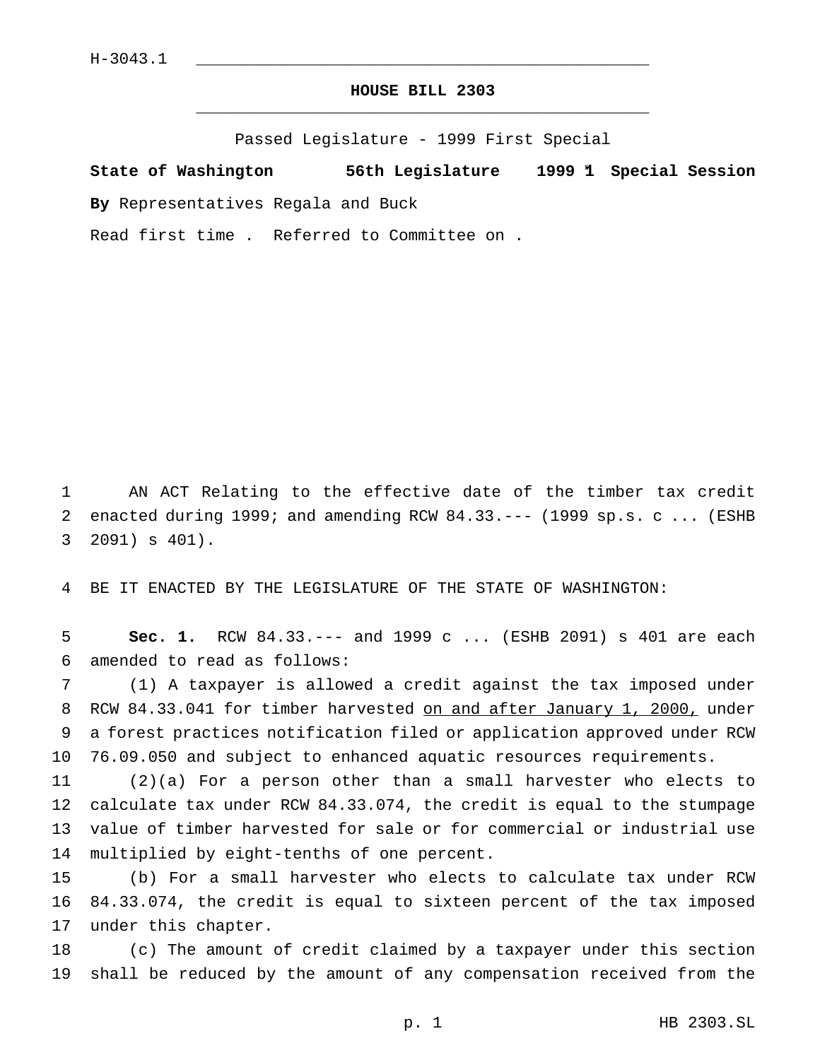H-3043.1

# HOUSE BILL 2303

Passed Legislature - 1999 First Special

**State of Washington 56th Legislature 1999 1st Special Session**

**By** Representatives Regala and Buck

Read first time . Referred to Committee on .

AN ACT Relating to the effective date of the timber tax credit enacted during 1999; and amending RCW 84.33.--- (1999 sp.s. c ... (ESHB 2091) s 401).

BE IT ENACTED BY THE LEGISLATURE OF THE STATE OF WASHINGTON:

**Sec. 1.** RCW 84.33.--- and 1999 c ... (ESHB 2091) s 401 are each amended to read as follows:

(1) A taxpayer is allowed a credit against the tax imposed under RCW 84.33.041 for timber harvested <u>on and after January 1, 2000,</u> under a forest practices notification filed or application approved under RCW 76.09.050 and subject to enhanced aquatic resources requirements.

(2)(a) For a person other than a small harvester who elects to calculate tax under RCW 84.33.074, the credit is equal to the stumpage value of timber harvested for sale or for commercial or industrial use multiplied by eight-tenths of one percent.

(b) For a small harvester who elects to calculate tax under RCW 84.33.074, the credit is equal to sixteen percent of the tax imposed under this chapter.

(c) The amount of credit claimed by a taxpayer under this section shall be reduced by the amount of any compensation received from the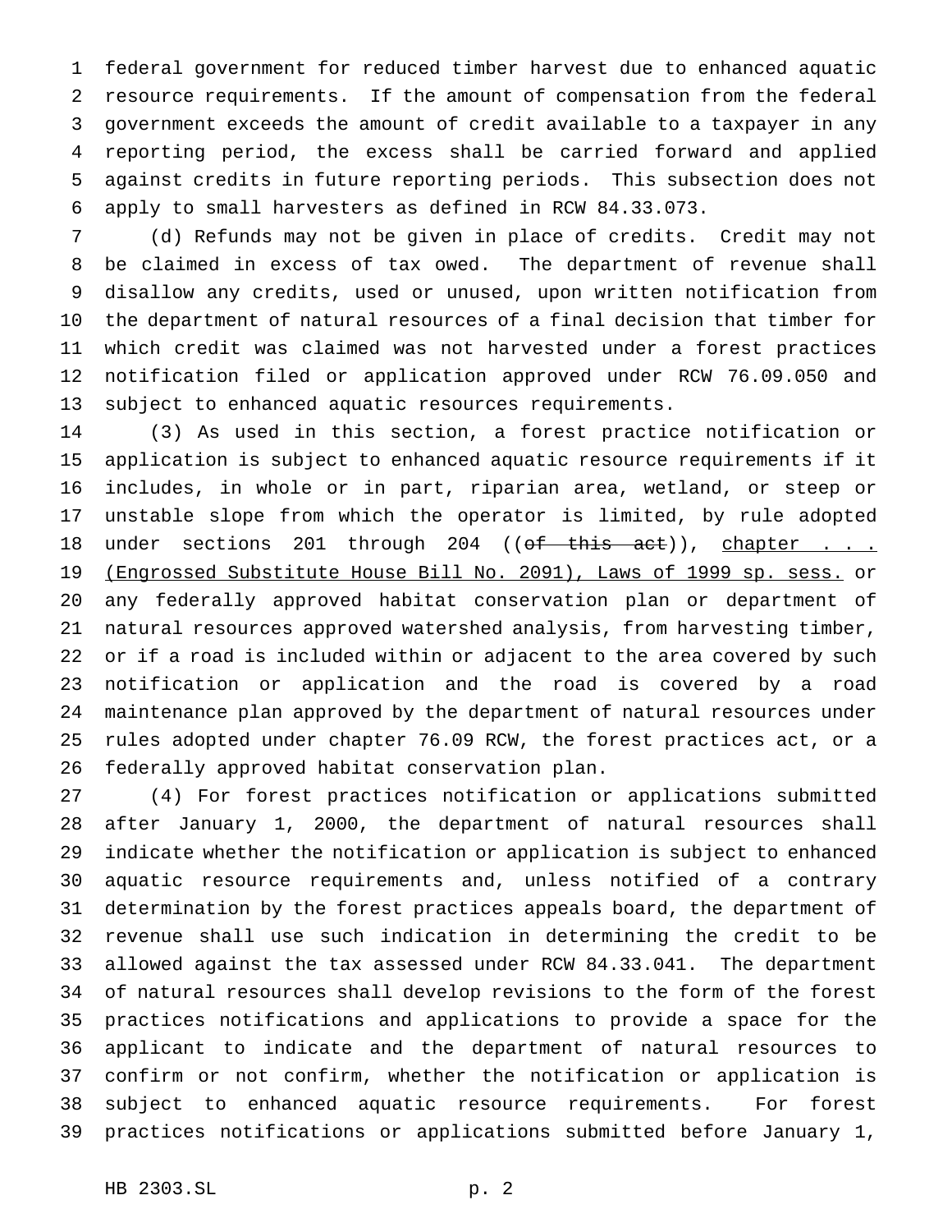federal government for reduced timber harvest due to enhanced aquatic resource requirements. If the amount of compensation from the federal government exceeds the amount of credit available to a taxpayer in any reporting period, the excess shall be carried forward and applied against credits in future reporting periods. This subsection does not apply to small harvesters as defined in RCW 84.33.073.

(d) Refunds may not be given in place of credits. Credit may not be claimed in excess of tax owed. The department of revenue shall disallow any credits, used or unused, upon written notification from the department of natural resources of a final decision that timber for which credit was claimed was not harvested under a forest practices notification filed or application approved under RCW 76.09.050 and subject to enhanced aquatic resources requirements.

(3) As used in this section, a forest practice notification or application is subject to enhanced aquatic resource requirements if it includes, in whole or in part, riparian area, wetland, or steep or unstable slope from which the operator is limited, by rule adopted under sections 201 through 204 ((~~of this act~~)), <u>chapter . . . (Engrossed Substitute House Bill No. 2091), Laws of 1999 sp. sess.</u> or any federally approved habitat conservation plan or department of natural resources approved watershed analysis, from harvesting timber, or if a road is included within or adjacent to the area covered by such notification or application and the road is covered by a road maintenance plan approved by the department of natural resources under rules adopted under chapter 76.09 RCW, the forest practices act, or a federally approved habitat conservation plan.

(4) For forest practices notification or applications submitted after January 1, 2000, the department of natural resources shall indicate whether the notification or application is subject to enhanced aquatic resource requirements and, unless notified of a contrary determination by the forest practices appeals board, the department of revenue shall use such indication in determining the credit to be allowed against the tax assessed under RCW 84.33.041. The department of natural resources shall develop revisions to the form of the forest practices notifications and applications to provide a space for the applicant to indicate and the department of natural resources to confirm or not confirm, whether the notification or application is subject to enhanced aquatic resource requirements. For forest practices notifications or applications submitted before January 1,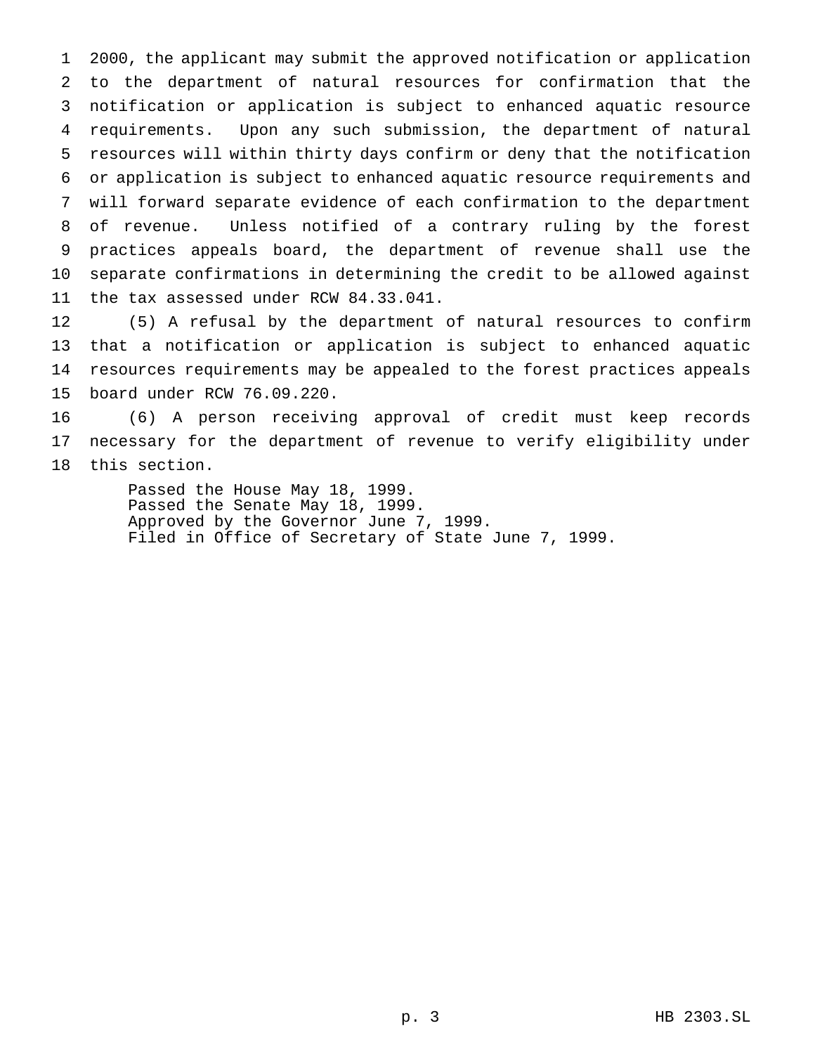2000, the applicant may submit the approved notification or application to the department of natural resources for confirmation that the notification or application is subject to enhanced aquatic resource requirements. Upon any such submission, the department of natural resources will within thirty days confirm or deny that the notification or application is subject to enhanced aquatic resource requirements and will forward separate evidence of each confirmation to the department of revenue. Unless notified of a contrary ruling by the forest practices appeals board, the department of revenue shall use the separate confirmations in determining the credit to be allowed against the tax assessed under RCW 84.33.041.

(5) A refusal by the department of natural resources to confirm that a notification or application is subject to enhanced aquatic resources requirements may be appealed to the forest practices appeals board under RCW 76.09.220.

(6) A person receiving approval of credit must keep records necessary for the department of revenue to verify eligibility under this section.

Passed the House May 18, 1999.
Passed the Senate May 18, 1999.
Approved by the Governor June 7, 1999.
Filed in Office of Secretary of State June 7, 1999.